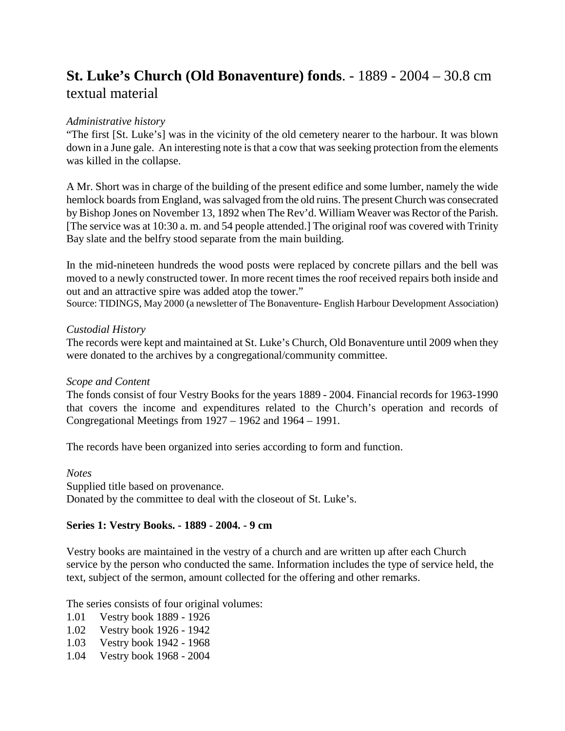# **St. Luke's Church (Old Bonaventure) fonds**. - 1889 - 2004 – 30.8 cm textual material

*Administrative history*

"The first [St. Luke's] was in the vicinity of the old cemetery nearer to the harbour. It was blown down in a June gale. An interesting note is that a cow that was seeking protection from the elements was killed in the collapse.

A Mr. Short was in charge of the building of the present edifice and some lumber, namely the wide hemlock boards from England, was salvaged from the old ruins. The present Church was consecrated by Bishop Jones on November 13, 1892 when The Rev'd. William Weaver was Rector of the Parish. [The service was at 10:30 a. m. and 54 people attended.] The original roof was covered with Trinity Bay slate and the belfry stood separate from the main building.

In the mid-nineteen hundreds the wood posts were replaced by concrete pillars and the bell was moved to a newly constructed tower. In more recent times the roof received repairs both inside and out and an attractive spire was added atop the tower."

Source: TIDINGS, May 2000 (a newsletter of The Bonaventure- English Harbour Development Association)

*Custodial History*

The records were kept and maintained at St. Luke's Church, Old Bonaventure until 2009 when they were donated to the archives by a congregational/community committee.

*Scope and Content*

The fonds consist of four Vestry Books for the years 1889 - 2004. Financial records for 1963-1990 that covers the income and expenditures related to the Church's operation and records of Congregational Meetings from 1927 – 1962 and 1964 – 1991.

The records have been organized into series according to form and function.

*Notes*

Supplied title based on provenance.
Donated by the committee to deal with the closeout of St. Luke's.

**Series 1: Vestry Books. - 1889 - 2004. - 9 cm**

Vestry books are maintained in the vestry of a church and are written up after each Church service by the person who conducted the same. Information includes the type of service held, the text, subject of the sermon, amount collected for the offering and other remarks.

The series consists of four original volumes:

1.01 Vestry book 1889 - 1926
1.02 Vestry book 1926 - 1942
1.03 Vestry book 1942 - 1968
1.04 Vestry book 1968 - 2004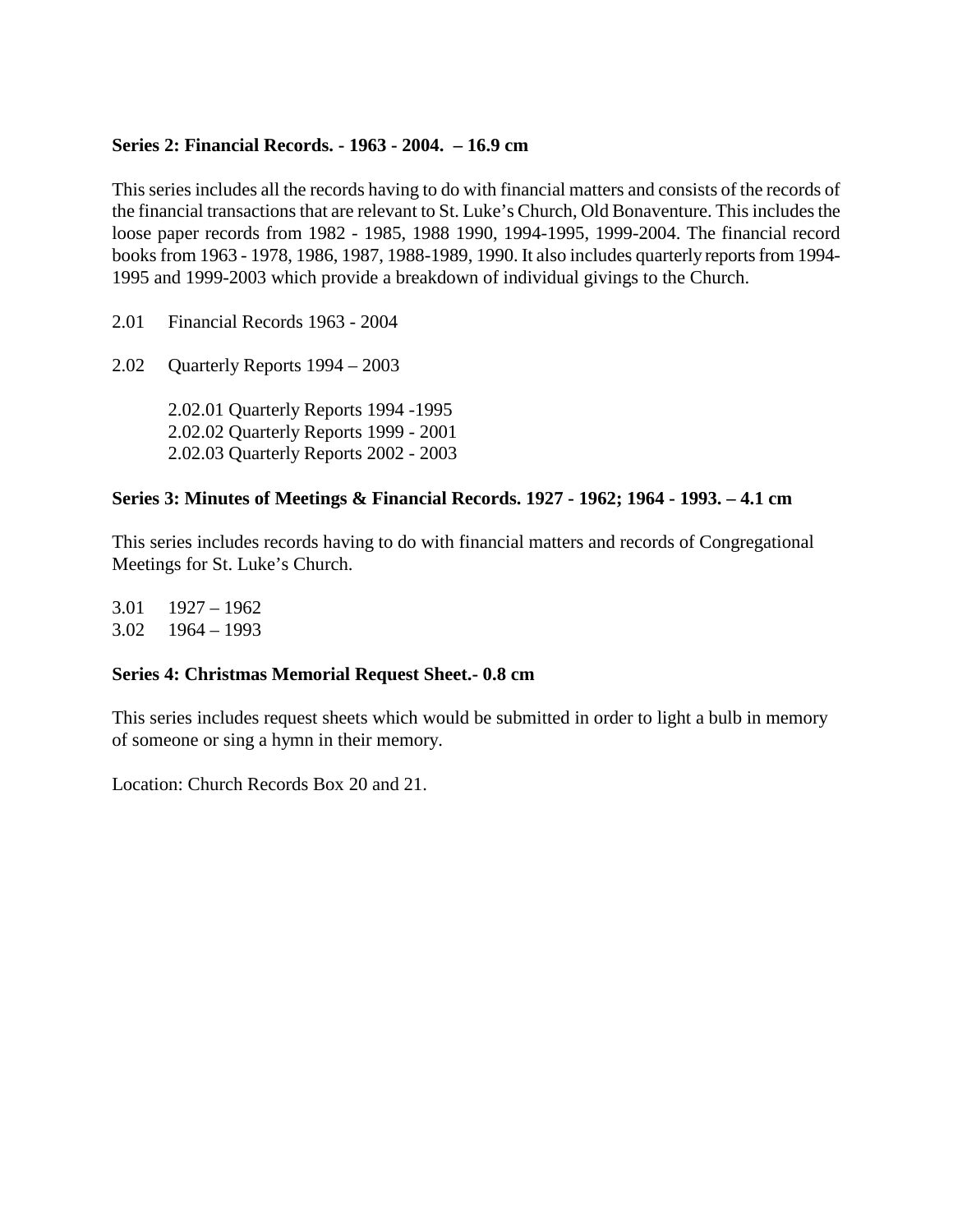**Series 2: Financial Records. - 1963 - 2004. – 16.9 cm**

This series includes all the records having to do with financial matters and consists of the records of the financial transactions that are relevant to St. Luke's Church, Old Bonaventure. This includes the loose paper records from 1982 - 1985, 1988 1990, 1994-1995, 1999-2004. The financial record books from 1963 - 1978, 1986, 1987, 1988-1989, 1990. It also includes quarterly reports from 1994-1995 and 1999-2003 which provide a breakdown of individual givings to the Church.

2.01 Financial Records 1963 - 2004

2.02 Quarterly Reports 1994 – 2003

2.02.01 Quarterly Reports 1994 -1995
2.02.02 Quarterly Reports 1999 - 2001
2.02.03 Quarterly Reports 2002 - 2003

**Series 3: Minutes of Meetings & Financial Records. 1927 - 1962; 1964 - 1993. – 4.1 cm**

This series includes records having to do with financial matters and records of Congregational Meetings for St. Luke's Church.

3.01 1927 – 1962
3.02 1964 – 1993

**Series 4: Christmas Memorial Request Sheet.- 0.8 cm**

This series includes request sheets which would be submitted in order to light a bulb in memory of someone or sing a hymn in their memory.

Location: Church Records Box 20 and 21.